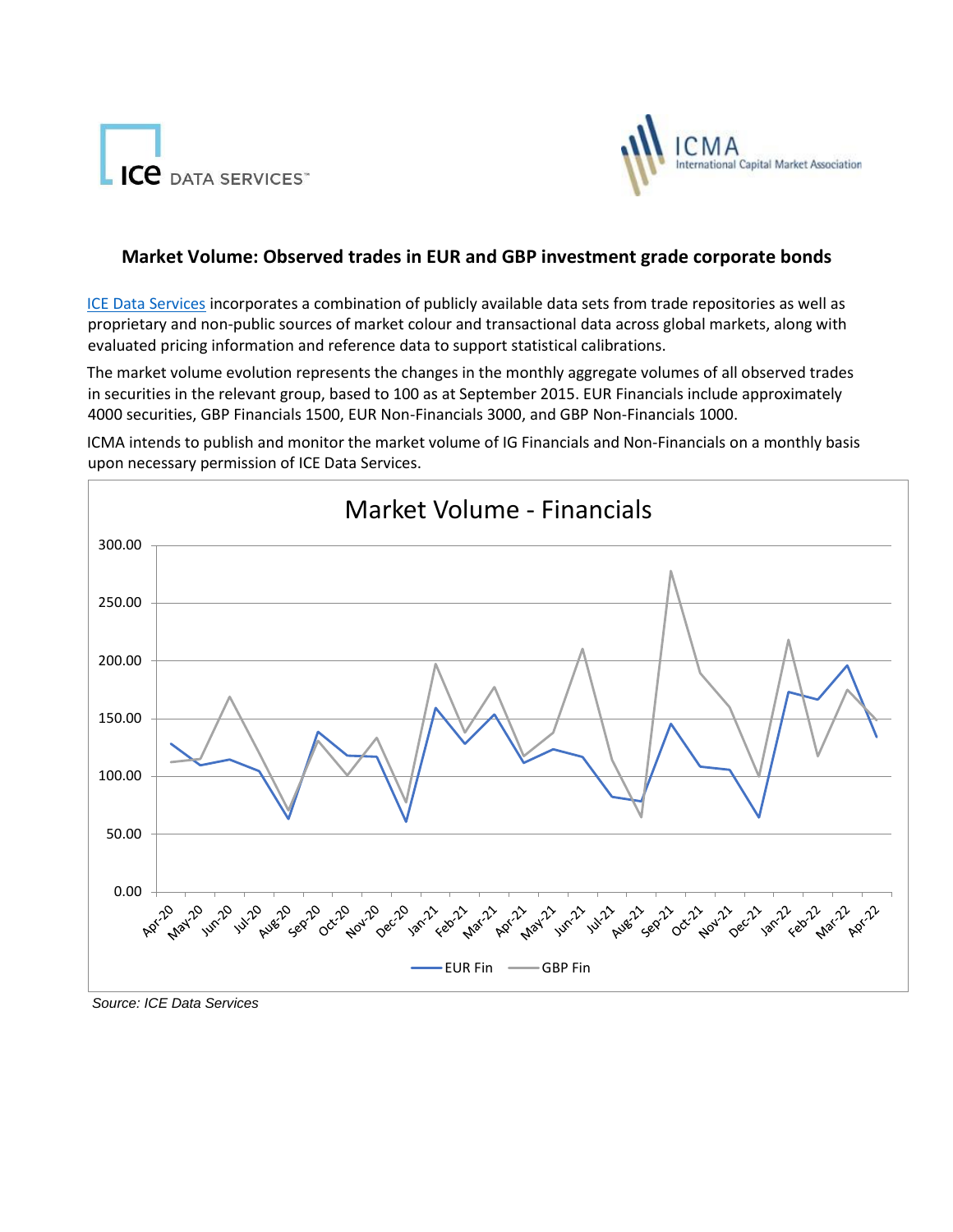## Market Volume: Observed trades in EUR and GBP investment grade corporate bonds

ICE Data Services incorporates a combination of publicly available data sets from trade repositories as well as proprietary and non-public sources of market colour and transactional data across global markets, along with evaluated pricing information and reference data to support statistical calibrations.

The market volume evolution represents the changes in the monthly aggregate volumes of all observed trades in securities in the relevant group, based to 100 as at September 2015. EUR Financials include approximately 4000 securities, GBP Financials 1500, EUR Non-Financials 3000, and GBP Non-Financials 1000.

ICMA intends to publish and monitor the market volume of IG Financials and Non-Financials on a monthly basis upon necessary permission of ICE Data Services.

*Source: ICE Data Services*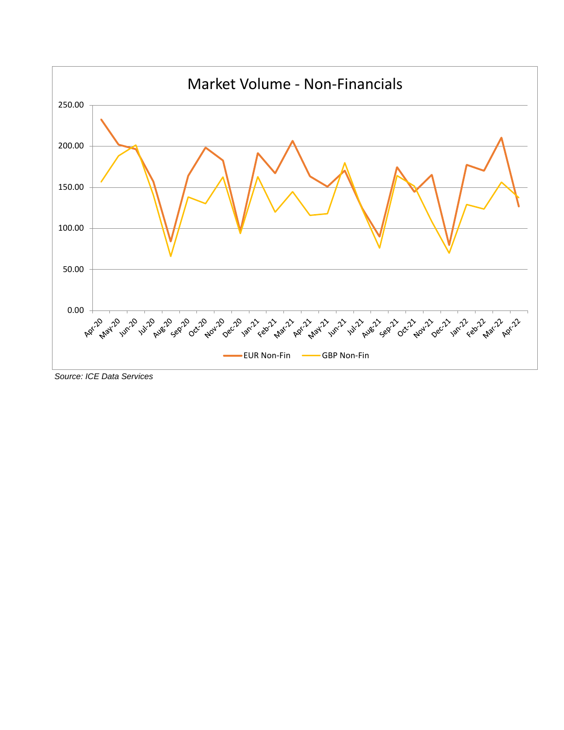Market Volume - Non-Financials

Source: ICE Data Services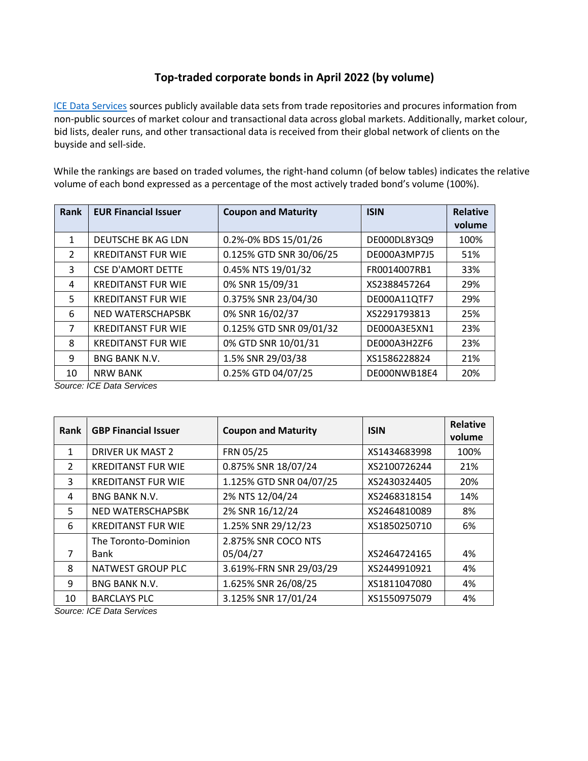## Top-traded corporate bonds in April 2022 (by volume)

ICE Data Services sources publicly available data sets from trade repositories and procures information from non-public sources of market colour and transactional data across global markets. Additionally, market colour, bid lists, dealer runs, and other transactional data is received from their global network of clients on the buyside and sell-side.

While the rankings are based on traded volumes, the right-hand column (of below tables) indicates the relative volume of each bond expressed as a percentage of the most actively traded bond's volume (100%).

| Rank | EUR Financial Issuer | Coupon and Maturity | ISIN | Relative volume |
|---|---|---|---|---|
| 1 | DEUTSCHE BK AG LDN | 0.2%-0% BDS 15/01/26 | DE000DL8Y3Q9 | 100% |
| 2 | KREDITANST FUR WIE | 0.125% GTD SNR 30/06/25 | DE000A3MP7J5 | 51% |
| 3 | CSE D'AMORT DETTE | 0.45% NTS 19/01/32 | FR0014007RB1 | 33% |
| 4 | KREDITANST FUR WIE | 0% SNR 15/09/31 | XS2388457264 | 29% |
| 5 | KREDITANST FUR WIE | 0.375% SNR 23/04/30 | DE000A11QTF7 | 29% |
| 6 | NED WATERSCHAPSBK | 0% SNR 16/02/37 | XS2291793813 | 25% |
| 7 | KREDITANST FUR WIE | 0.125% GTD SNR 09/01/32 | DE000A3E5XN1 | 23% |
| 8 | KREDITANST FUR WIE | 0% GTD SNR 10/01/31 | DE000A3H2ZF6 | 23% |
| 9 | BNG BANK N.V. | 1.5% SNR 29/03/38 | XS1586228824 | 21% |
| 10 | NRW BANK | 0.25% GTD 04/07/25 | DE000NWB18E4 | 20% |

*Source: ICE Data Services*

| Rank | GBP Financial Issuer | Coupon and Maturity | ISIN | Relative volume |
|---|---|---|---|---|
| 1 | DRIVER UK MAST 2 | FRN 05/25 | XS1434683998 | 100% |
| 2 | KREDITANST FUR WIE | 0.875% SNR 18/07/24 | XS2100726244 | 21% |
| 3 | KREDITANST FUR WIE | 1.125% GTD SNR 04/07/25 | XS2430324405 | 20% |
| 4 | BNG BANK N.V. | 2% NTS 12/04/24 | XS2468318154 | 14% |
| 5 | NED WATERSCHAPSBK | 2% SNR 16/12/24 | XS2464810089 | 8% |
| 6 | KREDITANST FUR WIE | 1.25% SNR 29/12/23 | XS1850250710 | 6% |
| 7 | The Toronto-Dominion Bank | 2.875% SNR COCO NTS 05/04/27 | XS2464724165 | 4% |
| 8 | NATWEST GROUP PLC | 3.619%-FRN SNR 29/03/29 | XS2449910921 | 4% |
| 9 | BNG BANK N.V. | 1.625% SNR 26/08/25 | XS1811047080 | 4% |
| 10 | BARCLAYS PLC | 3.125% SNR 17/01/24 | XS1550975079 | 4% |

*Source: ICE Data Services*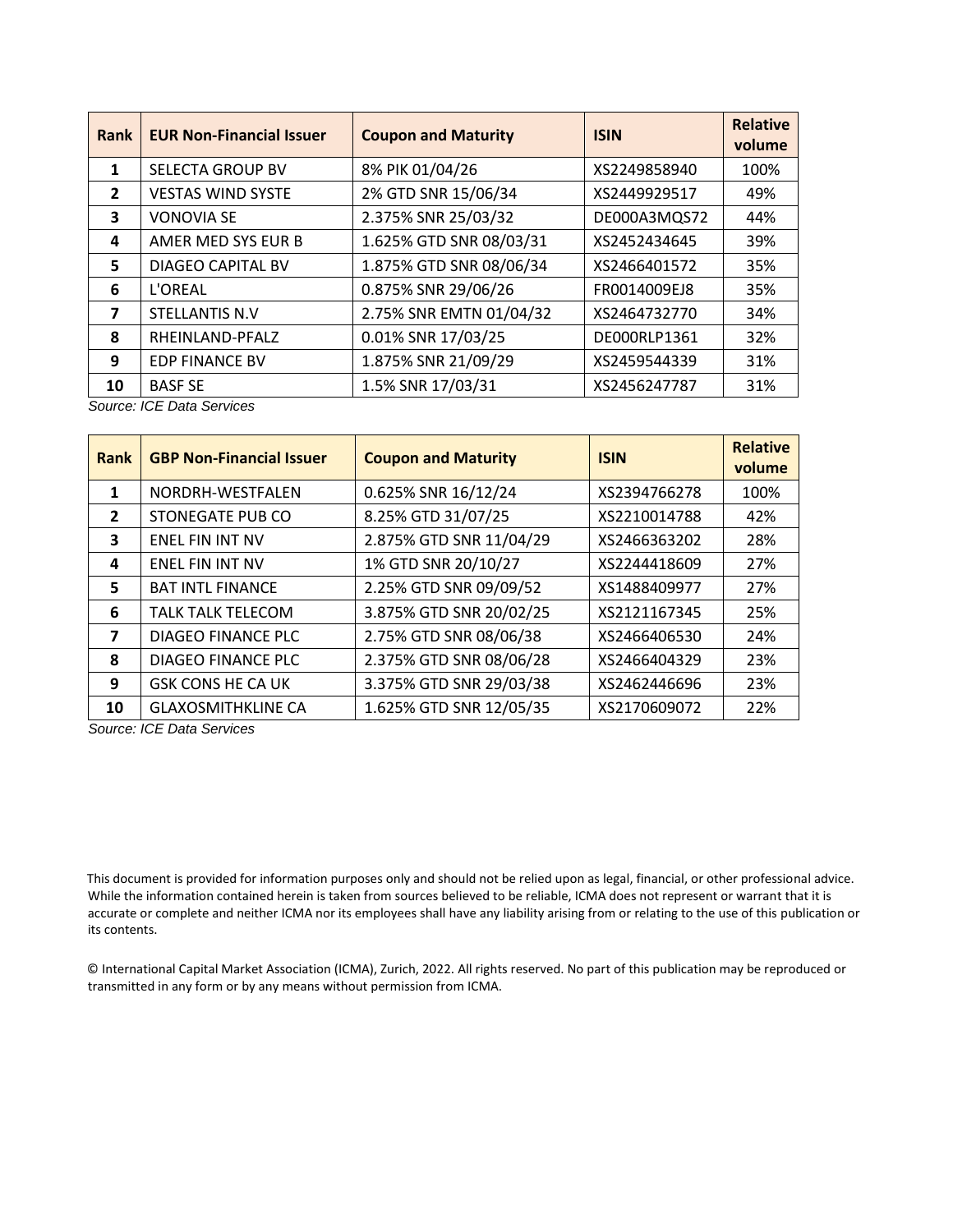| Rank | EUR Non-Financial Issuer | Coupon and Maturity | ISIN | Relative volume |
|---|---|---|---|---|
| 1 | SELECTA GROUP BV | 8% PIK 01/04/26 | XS2249858940 | 100% |
| 2 | VESTAS WIND SYSTE | 2% GTD SNR 15/06/34 | XS2449929517 | 49% |
| 3 | VONOVIA SE | 2.375% SNR 25/03/32 | DE000A3MQS72 | 44% |
| 4 | AMER MED SYS EUR B | 1.625% GTD SNR 08/03/31 | XS2452434645 | 39% |
| 5 | DIAGEO CAPITAL BV | 1.875% GTD SNR 08/06/34 | XS2466401572 | 35% |
| 6 | L'OREAL | 0.875% SNR 29/06/26 | FR0014009EJ8 | 35% |
| 7 | STELLANTIS N.V | 2.75% SNR EMTN 01/04/32 | XS2464732770 | 34% |
| 8 | RHEINLAND-PFALZ | 0.01% SNR 17/03/25 | DE000RLP1361 | 32% |
| 9 | EDP FINANCE BV | 1.875% SNR 21/09/29 | XS2459544339 | 31% |
| 10 | BASF SE | 1.5% SNR 17/03/31 | XS2456247787 | 31% |

*Source: ICE Data Services*

| Rank | GBP Non-Financial Issuer | Coupon and Maturity | ISIN | Relative volume |
|---|---|---|---|---|
| 1 | NORDRH-WESTFALEN | 0.625% SNR 16/12/24 | XS2394766278 | 100% |
| 2 | STONEGATE PUB CO | 8.25% GTD 31/07/25 | XS2210014788 | 42% |
| 3 | ENEL FIN INT NV | 2.875% GTD SNR 11/04/29 | XS2466363202 | 28% |
| 4 | ENEL FIN INT NV | 1% GTD SNR 20/10/27 | XS2244418609 | 27% |
| 5 | BAT INTL FINANCE | 2.25% GTD SNR 09/09/52 | XS1488409977 | 27% |
| 6 | TALK TALK TELECOM | 3.875% GTD SNR 20/02/25 | XS2121167345 | 25% |
| 7 | DIAGEO FINANCE PLC | 2.75% GTD SNR 08/06/38 | XS2466406530 | 24% |
| 8 | DIAGEO FINANCE PLC | 2.375% GTD SNR 08/06/28 | XS2466404329 | 23% |
| 9 | GSK CONS HE CA UK | 3.375% GTD SNR 29/03/38 | XS2462446696 | 23% |
| 10 | GLAXOSMITHKLINE CA | 1.625% GTD SNR 12/05/35 | XS2170609072 | 22% |

*Source: ICE Data Services*

This document is provided for information purposes only and should not be relied upon as legal, financial, or other professional advice. While the information contained herein is taken from sources believed to be reliable, ICMA does not represent or warrant that it is accurate or complete and neither ICMA nor its employees shall have any liability arising from or relating to the use of this publication or its contents.

© International Capital Market Association (ICMA), Zurich, 2022. All rights reserved. No part of this publication may be reproduced or transmitted in any form or by any means without permission from ICMA.